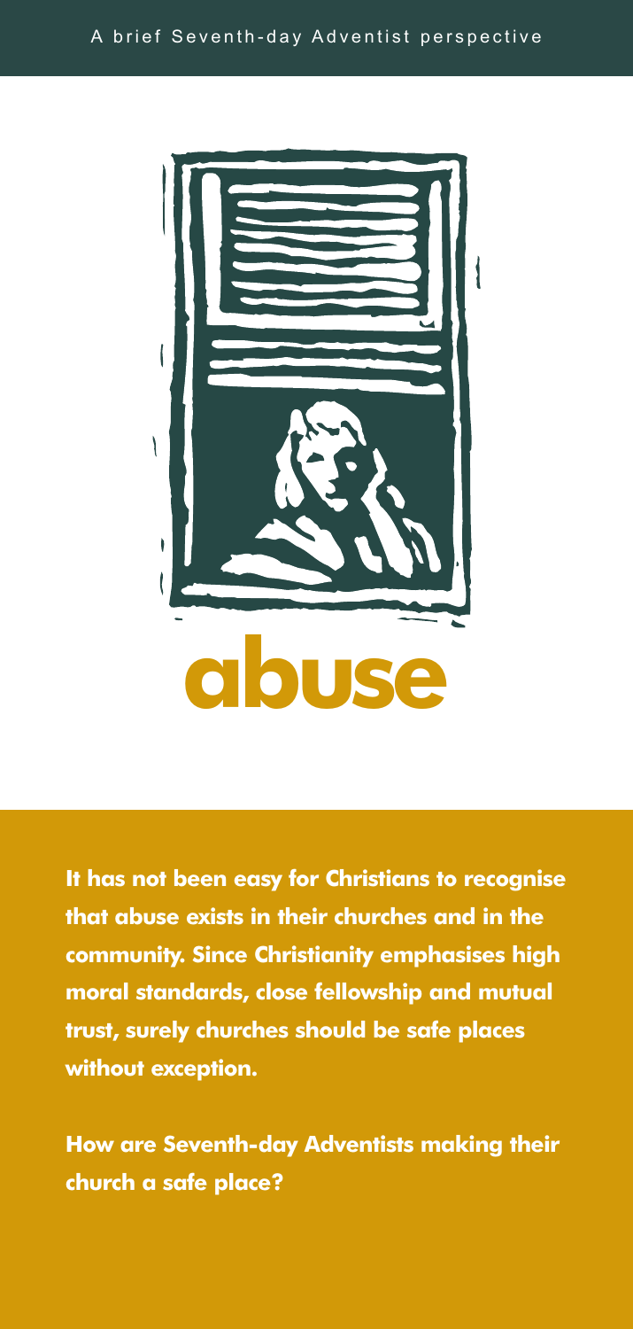A brief Seventh-day Adventist perspective

# abuse

**It has not been easy for Christians to recognise that abuse exists in their churches and in the community. Since Christianity emphasises high moral standards, close fellowship and mutual trust, surely churches should be safe places without exception.**

**How are Seventh-day Adventists making their church a safe place?**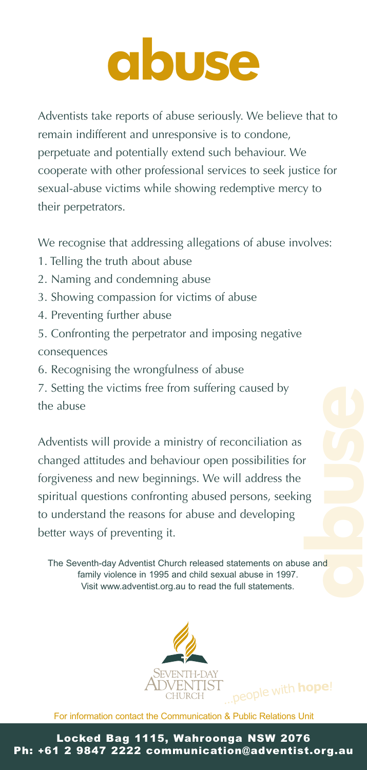# abuse

Adventists take reports of abuse seriously. We believe that to remain indifferent and unresponsive is to condone, perpetuate and potentially extend such behaviour. We cooperate with other professional services to seek justice for sexual-abuse victims while showing redemptive mercy to their perpetrators.

We recognise that addressing allegations of abuse involves:

1. Telling the truth about abuse
2. Naming and condemning abuse
3. Showing compassion for victims of abuse
4. Preventing further abuse
5. Confronting the perpetrator and imposing negative consequences
6. Recognising the wrongfulness of abuse
7. Setting the victims free from suffering caused by the abuse

Adventists will provide a ministry of reconciliation as changed attitudes and behaviour open possibilities for forgiveness and new beginnings. We will address the spiritual questions confronting abused persons, seeking to understand the reasons for abuse and developing better ways of preventing it.

The Seventh-day Adventist Church released statements on abuse and family violence in 1995 and child sexual abuse in 1997. Visit www.adventist.org.au to read the full statements.

Seventh-day Adventist Church

...people with **hope**!

For information contact the Communication & Public Relations Unit

**Locked Bag 1115, Wahroonga NSW 2076**
**Ph: +61 2 9847 2222 communication@adventist.org.au**